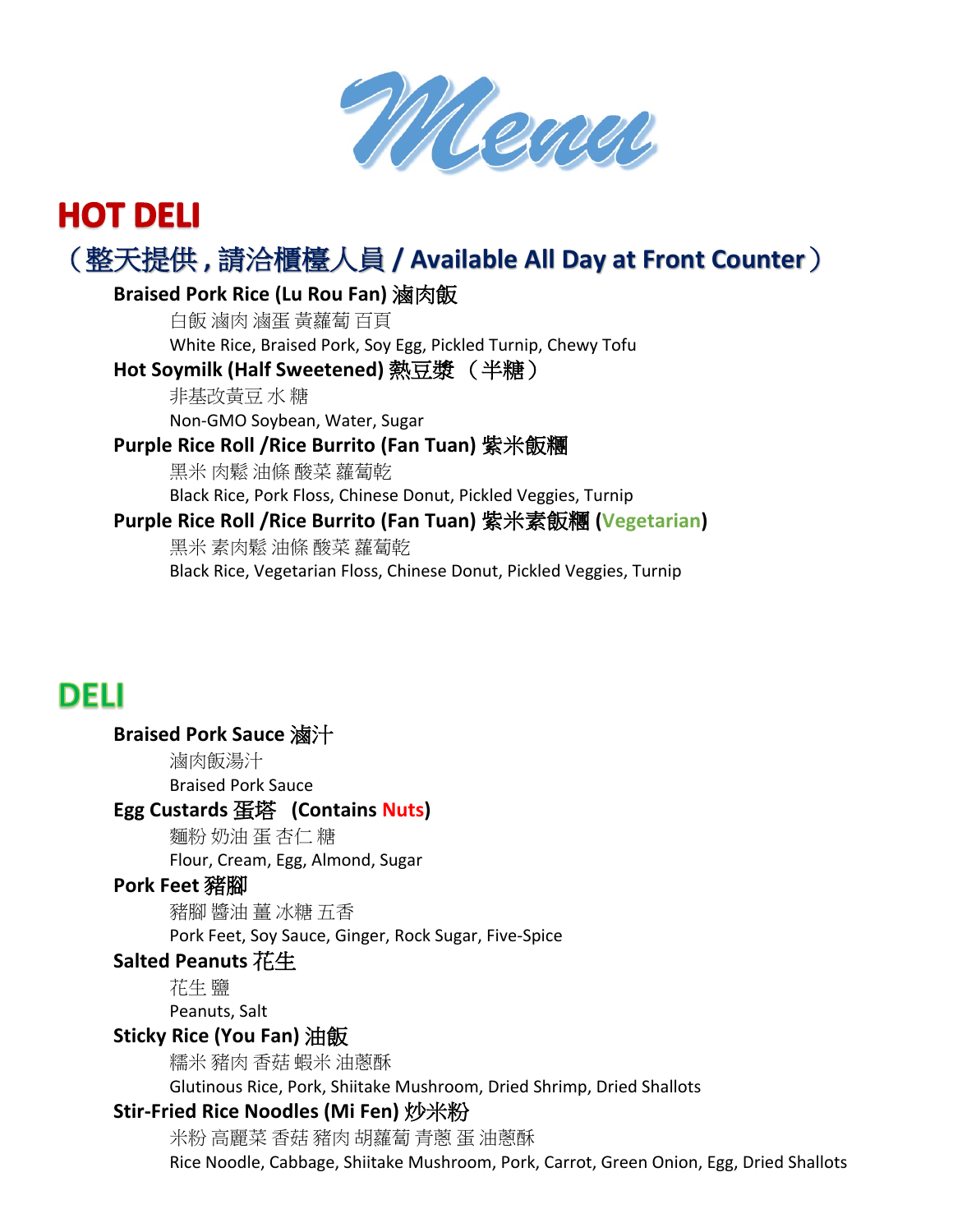# Menu

## HOT DELI

### （整天提供，請洽櫃檯人員 / Available All Day at Front Counter）

**Braised Pork Rice (Lu Rou Fan) 滷肉飯**

白飯 滷肉 滷蛋 黃蘿蔔 百頁

White Rice, Braised Pork, Soy Egg, Pickled Turnip, Chewy Tofu

**Hot Soymilk (Half Sweetened) 熱豆漿 （半糖）**

非基改黃豆 水 糖

Non-GMO Soybean, Water, Sugar

**Purple Rice Roll /Rice Burrito (Fan Tuan) 紫米飯糰**

黑米 肉鬆 油條 酸菜 蘿蔔乾

Black Rice, Pork Floss, Chinese Donut, Pickled Veggies, Turnip

**Purple Rice Roll /Rice Burrito (Fan Tuan) 紫米素飯糰 (Vegetarian)**

黑米 素肉鬆 油條 酸菜 蘿蔔乾

Black Rice, Vegetarian Floss, Chinese Donut, Pickled Veggies, Turnip

## DELI

**Braised Pork Sauce 滷汁**

滷肉飯湯汁

Braised Pork Sauce

**Egg Custards 蛋塔 (Contains Nuts)**

麵粉 奶油 蛋 杏仁 糖

Flour, Cream, Egg, Almond, Sugar

**Pork Feet 豬腳**

豬腳 醬油 薑 冰糖 五香

Pork Feet, Soy Sauce, Ginger, Rock Sugar, Five-Spice

**Salted Peanuts 花生**

花生 鹽

Peanuts, Salt

**Sticky Rice (You Fan) 油飯**

糯米 豬肉 香菇 蝦米 油蔥酥

Glutinous Rice, Pork, Shiitake Mushroom, Dried Shrimp, Dried Shallots

**Stir-Fried Rice Noodles (Mi Fen) 炒米粉**

米粉 高麗菜 香菇 豬肉 胡蘿蔔 青蔥 蛋 油蔥酥

Rice Noodle, Cabbage, Shiitake Mushroom, Pork, Carrot, Green Onion, Egg, Dried Shallots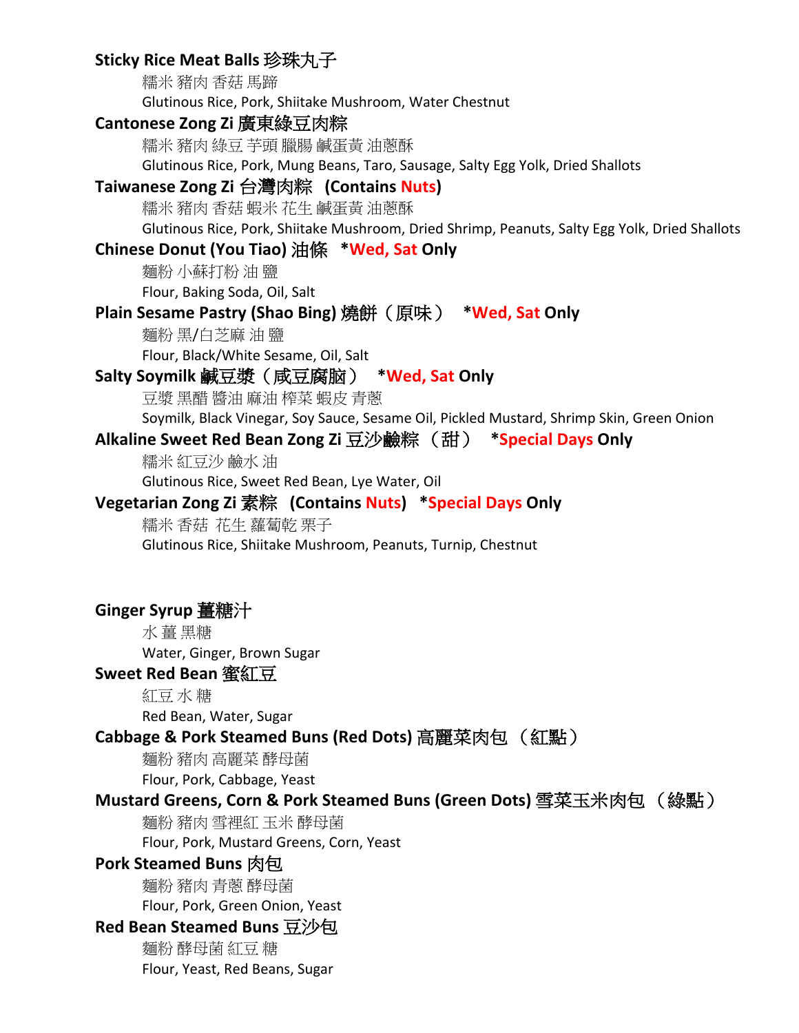**Sticky Rice Meat Balls 珍珠丸子**

糯米 豬肉 香菇 馬蹄

Glutinous Rice, Pork, Shiitake Mushroom, Water Chestnut

**Cantonese Zong Zi 廣東綠豆肉粽**

糯米 豬肉 綠豆 芋頭 臘腸 鹹蛋黃 油蔥酥

Glutinous Rice, Pork, Mung Beans, Taro, Sausage, Salty Egg Yolk, Dried Shallots

**Taiwanese Zong Zi 台灣肉粽 (Contains Nuts)**

糯米 豬肉 香菇 蝦米 花生 鹹蛋黃 油蔥酥

Glutinous Rice, Pork, Shiitake Mushroom, Dried Shrimp, Peanuts, Salty Egg Yolk, Dried Shallots

**Chinese Donut (You Tiao) 油條 *Wed, Sat Only**

麵粉 小蘇打粉 油 鹽

Flour, Baking Soda, Oil, Salt

**Plain Sesame Pastry (Shao Bing) 燒餅（原味） *Wed, Sat Only**

麵粉 黑/白芝麻 油 鹽

Flour, Black/White Sesame, Oil, Salt

**Salty Soymilk 鹹豆漿（咸豆腐脑） *Wed, Sat Only**

豆漿 黑醋 醬油 麻油 榨菜 蝦皮 青蔥

Soymilk, Black Vinegar, Soy Sauce, Sesame Oil, Pickled Mustard, Shrimp Skin, Green Onion

**Alkaline Sweet Red Bean Zong Zi 豆沙鹼粽（甜） *Special Days Only**

糯米 紅豆沙 鹼水 油

Glutinous Rice, Sweet Red Bean, Lye Water, Oil

**Vegetarian Zong Zi 素粽 (Contains Nuts) *Special Days Only**

糯米 香菇 花生 蘿蔔乾 栗子

Glutinous Rice, Shiitake Mushroom, Peanuts, Turnip, Chestnut

**Ginger Syrup 薑糖汁**

水 薑 黑糖

Water, Ginger, Brown Sugar

**Sweet Red Bean 蜜紅豆**

紅豆 水 糖

Red Bean, Water, Sugar

**Cabbage & Pork Steamed Buns (Red Dots) 高麗菜肉包（紅點）**

麵粉 豬肉 高麗菜 酵母菌

Flour, Pork, Cabbage, Yeast

**Mustard Greens, Corn & Pork Steamed Buns (Green Dots) 雪菜玉米肉包（綠點）**

麵粉 豬肉 雪裡紅 玉米 酵母菌

Flour, Pork, Mustard Greens, Corn, Yeast

**Pork Steamed Buns 肉包**

麵粉 豬肉 青蔥 酵母菌

Flour, Pork, Green Onion, Yeast

**Red Bean Steamed Buns 豆沙包**

麵粉 酵母菌 紅豆 糖

Flour, Yeast, Red Beans, Sugar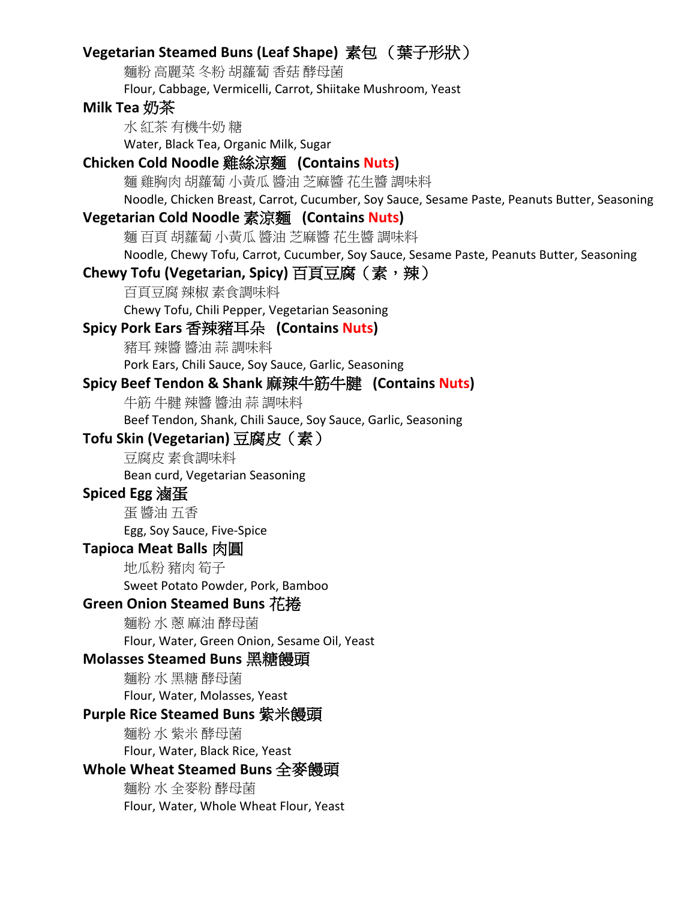**Vegetarian Steamed Buns (Leaf Shape) 素包 （葉子形狀）**

麵粉 高麗菜 冬粉 胡蘿蔔 香菇 酵母菌

Flour, Cabbage, Vermicelli, Carrot, Shiitake Mushroom, Yeast

**Milk Tea 奶茶**

水 紅茶 有機牛奶 糖

Water, Black Tea, Organic Milk, Sugar

**Chicken Cold Noodle 雞絲涼麵 (Contains Nuts)**

麵 雞胸肉 胡蘿蔔 小黃瓜 醬油 芝麻醬 花生醬 調味料

Noodle, Chicken Breast, Carrot, Cucumber, Soy Sauce, Sesame Paste, Peanuts Butter, Seasoning

**Vegetarian Cold Noodle 素涼麵 (Contains Nuts)**

麵 百頁 胡蘿蔔 小黃瓜 醬油 芝麻醬 花生醬 調味料

Noodle, Chewy Tofu, Carrot, Cucumber, Soy Sauce, Sesame Paste, Peanuts Butter, Seasoning

**Chewy Tofu (Vegetarian, Spicy) 百頁豆腐（素，辣）**

百頁豆腐 辣椒 素食調味料

Chewy Tofu, Chili Pepper, Vegetarian Seasoning

**Spicy Pork Ears 香辣豬耳朵 (Contains Nuts)**

豬耳 辣醬 醬油 蒜 調味料

Pork Ears, Chili Sauce, Soy Sauce, Garlic, Seasoning

**Spicy Beef Tendon & Shank 麻辣牛筋牛腱 (Contains Nuts)**

牛筋 牛腱 辣醬 醬油 蒜 調味料

Beef Tendon, Shank, Chili Sauce, Soy Sauce, Garlic, Seasoning

**Tofu Skin (Vegetarian) 豆腐皮（素）**

豆腐皮 素食調味料

Bean curd, Vegetarian Seasoning

**Spiced Egg 滷蛋**

蛋 醬油 五香

Egg, Soy Sauce, Five-Spice

**Tapioca Meat Balls 肉圓**

地瓜粉 豬肉 筍子

Sweet Potato Powder, Pork, Bamboo

**Green Onion Steamed Buns 花捲**

麵粉 水 蔥 麻油 酵母菌

Flour, Water, Green Onion, Sesame Oil, Yeast

**Molasses Steamed Buns 黑糖饅頭**

麵粉 水 黑糖 酵母菌

Flour, Water, Molasses, Yeast

**Purple Rice Steamed Buns 紫米饅頭**

麵粉 水 紫米 酵母菌

Flour, Water, Black Rice, Yeast

**Whole Wheat Steamed Buns 全麥饅頭**

麵粉 水 全麥粉 酵母菌

Flour, Water, Whole Wheat Flour, Yeast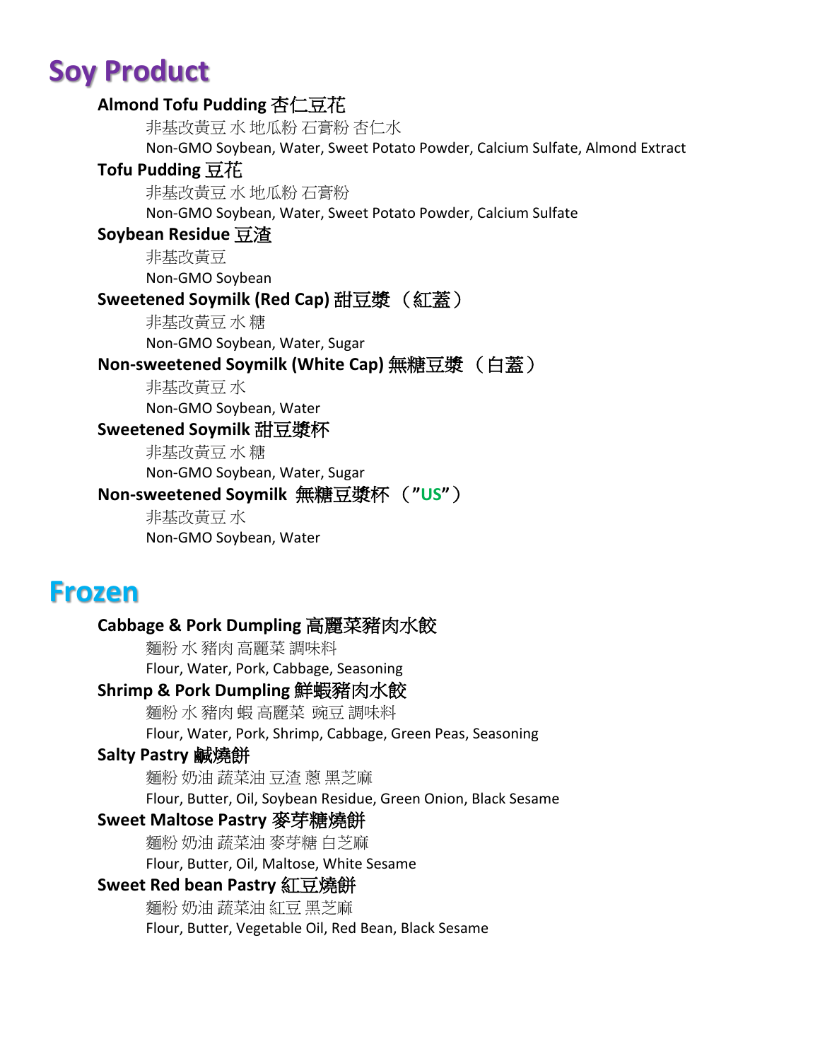# Soy Product

### Almond Tofu Pudding 杏仁豆花

非基改黃豆 水 地瓜粉 石膏粉 杏仁水

Non-GMO Soybean, Water, Sweet Potato Powder, Calcium Sulfate, Almond Extract

### Tofu Pudding 豆花

非基改黃豆 水 地瓜粉 石膏粉

Non-GMO Soybean, Water, Sweet Potato Powder, Calcium Sulfate

### Soybean Residue 豆渣

非基改黃豆

Non-GMO Soybean

### Sweetened Soymilk (Red Cap) 甜豆漿 （紅蓋）

非基改黃豆 水 糖

Non-GMO Soybean, Water, Sugar

### Non-sweetened Soymilk (White Cap) 無糖豆漿 （白蓋）

非基改黃豆 水

Non-GMO Soybean, Water

### Sweetened Soymilk 甜豆漿杯

非基改黃豆 水 糖

Non-GMO Soybean, Water, Sugar

### Non-sweetened Soymilk 無糖豆漿杯 （"US"）

非基改黃豆 水

Non-GMO Soybean, Water

# Frozen

### Cabbage & Pork Dumpling 高麗菜豬肉水餃

麵粉 水 豬肉 高麗菜 調味料

Flour, Water, Pork, Cabbage, Seasoning

### Shrimp & Pork Dumpling 鮮蝦豬肉水餃

麵粉 水 豬肉 蝦 高麗菜 豌豆 調味料

Flour, Water, Pork, Shrimp, Cabbage, Green Peas, Seasoning

### Salty Pastry 鹹燒餅

麵粉 奶油 蔬菜油 豆渣 蔥 黑芝麻

Flour, Butter, Oil, Soybean Residue, Green Onion, Black Sesame

### Sweet Maltose Pastry 麥芽糖燒餅

麵粉 奶油 蔬菜油 麥芽糖 白芝麻

Flour, Butter, Oil, Maltose, White Sesame

### Sweet Red bean Pastry 紅豆燒餅

麵粉 奶油 蔬菜油 紅豆 黑芝麻

Flour, Butter, Vegetable Oil, Red Bean, Black Sesame